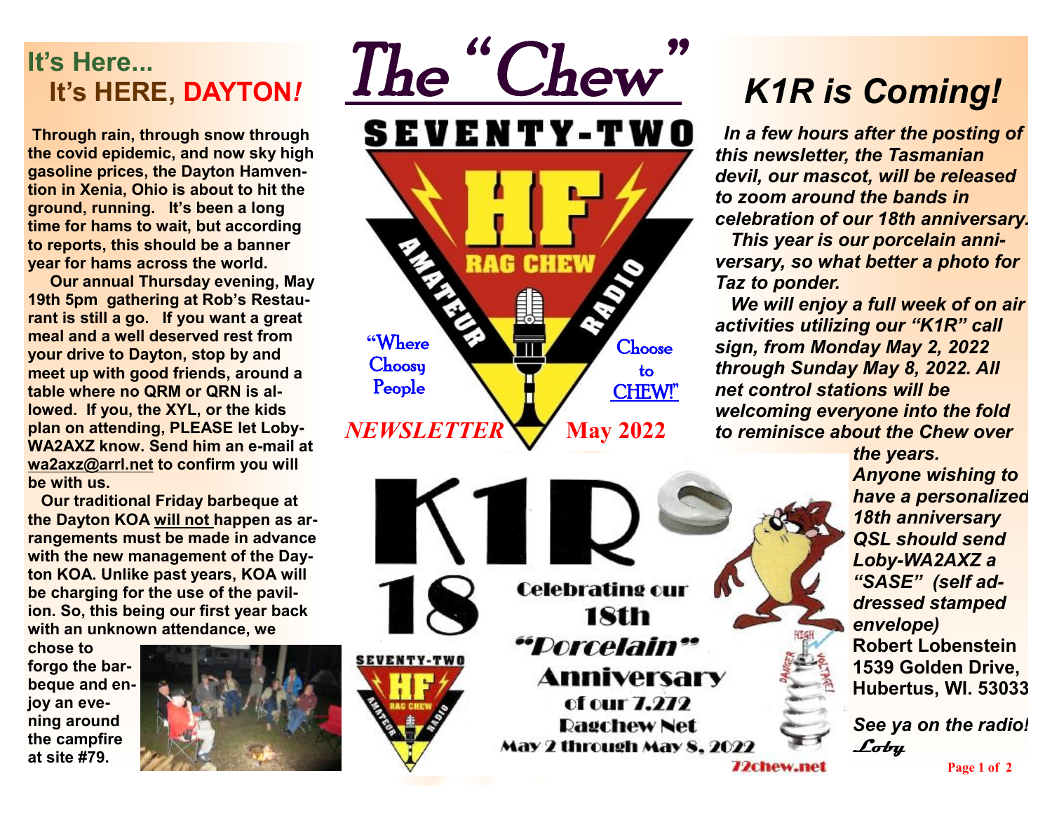# The "Chew"

SEVENTY-TWO HF RAG CHEW AMATEUR RADIO

"Where Choosy People Choose to CHEW!"

*NEWSLETTER* **May 2022**

## It's Here... It's HERE, DAYTON!

**Through rain, through snow through the covid epidemic, and now sky high gasoline prices, the Dayton Hamvention in Xenia, Ohio is about to hit the ground, running. It's been a long time for hams to wait, but according to reports, this should be a banner year for hams across the world.**

**Our annual Thursday evening, May 19th 5pm gathering at Rob's Restaurant is still a go. If you want a great meal and a well deserved rest from your drive to Dayton, stop by and meet up with good friends, around a table where no QRM or QRN is allowed. If you, the XYL, or the kids plan on attending, PLEASE let Loby-WA2AXZ know. Send him an e-mail at wa2axz@arrl.net to confirm you will be with us.**

**Our traditional Friday barbeque at the Dayton KOA will not happen as arrangements must be made in advance with the new management of the Dayton KOA. Unlike past years, KOA will be charging for the use of the pavilion. So, this being our first year back with an unknown attendance, we chose to forgo the barbeque and enjoy an evening around the campfire at site #79.**

## K1R is Coming!

***In a few hours after the posting of this newsletter, the Tasmanian devil, our mascot, will be released to zoom around the bands in celebration of our 18th anniversary.***

***This year is our porcelain anniversary, so what better a photo for Taz to ponder.***

***We will enjoy a full week of on air activities utilizing our "K1R" call sign, from Monday May 2, 2022 through Sunday May 8, 2022. All net control stations will be welcoming everyone into the fold to reminisce about the Chew over the years.***

***Anyone wishing to have a personalized 18th anniversary QSL should send Loby-WA2AXZ a "SASE" (self addressed stamped envelope)***

**Robert Lobenstein**
**1539 Golden Drive,**
**Hubertus, WI. 53033**

***See ya on the radio!***
*Loby*

K1R 18
Celebrating our 18th "Porcelain" Anniversary of our 7.272 Ragchew Net
May 2 through May 8, 2022
72chew.net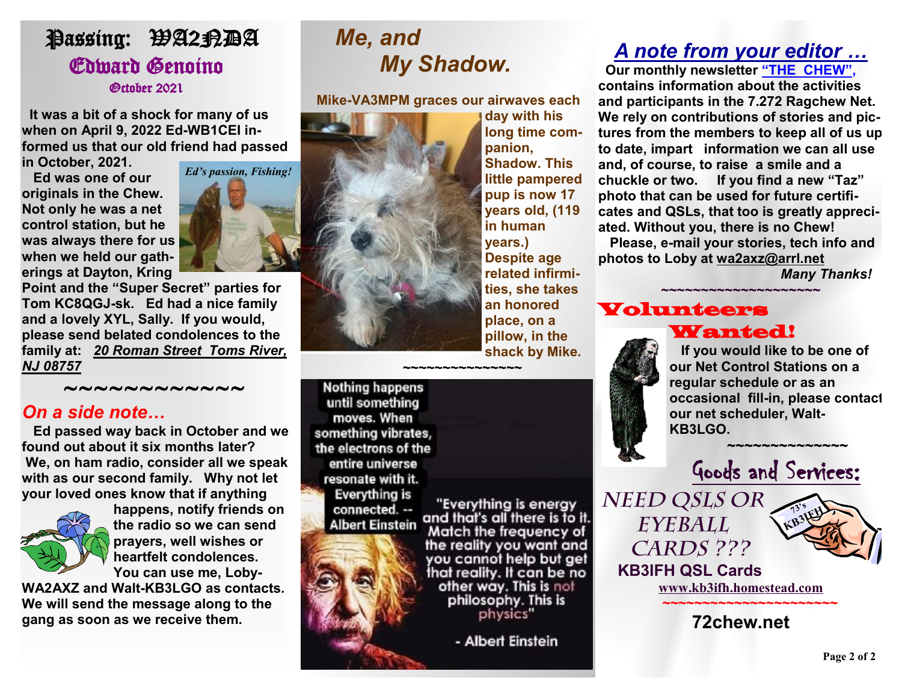# Passing: WA2NDA

## Edward Genoino

October 2021

**It was a bit of a shock for many of us when on April 9, 2022 Ed-WB1CEI informed us that our old friend had passed in October, 2021.**

*Ed's passion, Fishing!*

**Ed was one of our originals in the Chew. Not only he was a net control station, but he was always there for us when we held our gatherings at Dayton, Kring Point and the "Super Secret" parties for Tom KC8QGJ-sk. Ed had a nice family and a lovely XYL, Sally. If you would, please send belated condolences to the family at: *20 Roman Street Toms River, NJ 08757***

~~~~~~~~~~~~~

## *On a side note…*

**Ed passed way back in October and we found out about it six months later? We, on ham radio, consider all we speak with as our second family. Why not let your loved ones know that if anything happens, notify friends on the radio so we can send prayers, well wishes or heartfelt condolences. You can use me, Loby-WA2AXZ and Walt-KB3LGO as contacts. We will send the message along to the gang as soon as we receive them.**

## *Me, and My Shadow.*

**Mike-VA3MPM graces our airwaves each day with his long time companion, Shadow. This little pampered pup is now 17 years old, (119 in human years.) Despite age related infirmities, she takes an honored place, on a pillow, in the shack by Mike.**

~~~~~~~~~~~~~~~

Nothing happens until something moves. When something vibrates, the electrons of the entire universe resonate with it. Everything is connected. -- Albert Einstein

"Everything is energy and that's all there is to it. Match the frequency of the reality you want and you cannot help but get that reality. It can be no other way. This is not philosophy. This is physics"

- Albert Einstein

## *A note from your editor …*

**Our monthly newsletter "THE CHEW", contains information about the activities and participants in the 7.272 Ragchew Net. We rely on contributions of stories and pictures from the members to keep all of us up to date, impart information we can all use and, of course, to raise a smile and a chuckle or two. If you find a new "Taz" photo that can be used for future certificates and QSLs, that too is greatly appreciated. Without you, there is no Chew!**

**Please, e-mail your stories, tech info and photos to Loby at wa2axz@arrl.net**

***Many Thanks!***

~~~~~~~~~~~~~~~~~~~~

## Volunteers Wanted!

**If you would like to be one of our Net Control Stations on a regular schedule or as an occasional fill-in, please contact our net scheduler, Walt-KB3LGO.**

~~~~~~~~~~~~~~

## Goods and Services:

NEED QSLS OR EYEBALL CARDS ???

73's KB3IFH

**KB3IFH QSL Cards**

**www.kb3ifh.homestead.com**

~~~~~~~~~~~~~~~~~~~~~~

**72chew.net**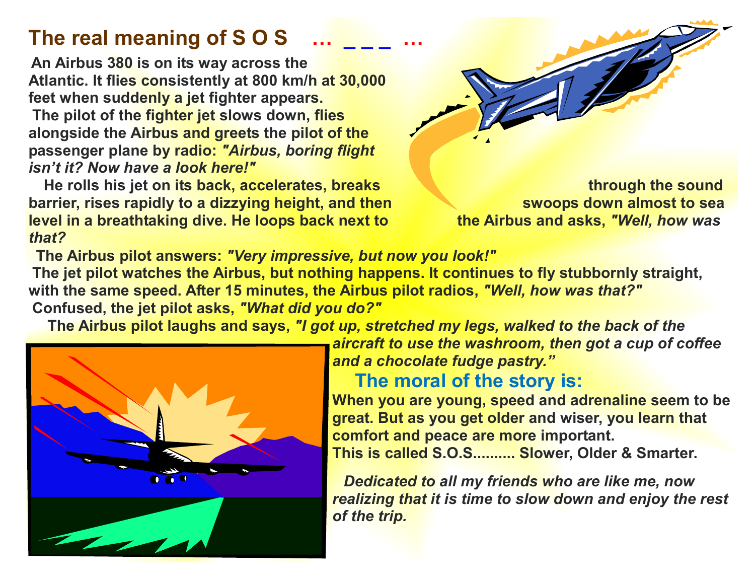## The real meaning of S O S ... _ _ _ ...

**An Airbus 380 is on its way across the Atlantic. It flies consistently at 800 km/h at 30,000 feet when suddenly a jet fighter appears.**

**The pilot of the fighter jet slows down, flies alongside the Airbus and greets the pilot of the passenger plane by radio: *"Airbus, boring flight isn't it? Now have a look here!"***

**He rolls his jet on its back, accelerates, breaks through the sound barrier, rises rapidly to a dizzying height, and then swoops down almost to sea level in a breathtaking dive. He loops back next to the Airbus and asks, *"Well, how was that?***

**The Airbus pilot answers: *"Very impressive, but now you look!"***

**The jet pilot watches the Airbus, but nothing happens. It continues to fly stubbornly straight, with the same speed. After 15 minutes, the Airbus pilot radios, *"Well, how was that?"***

**Confused, the jet pilot asks, *"What did you do?"***

**The Airbus pilot laughs and says, *"I got up, stretched my legs, walked to the back of the aircraft to use the washroom, then got a cup of coffee and a chocolate fudge pastry."***

### The moral of the story is:

**When you are young, speed and adrenaline seem to be great. But as you get older and wiser, you learn that comfort and peace are more important.**

**This is called S.O.S.......... Slower, Older & Smarter.**

***Dedicated to all my friends who are like me, now realizing that it is time to slow down and enjoy the rest of the trip.***